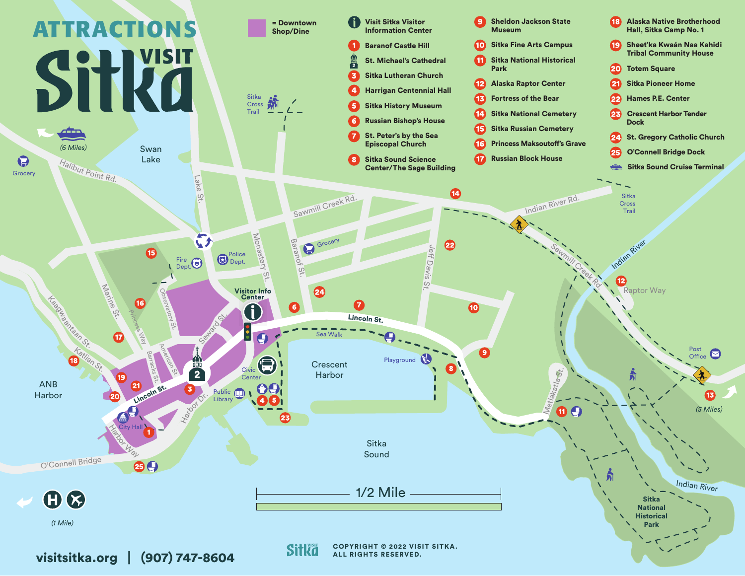# ATTRACTIONS

# VISIT Sitka

= Downtown Shop/Dine

- **i** Visit Sitka Visitor Information Center
- **1** Baranof Castle Hill
- **2** St. Michael's Cathedral
- **3** Sitka Lutheran Church
- **4** Harrigan Centennial Hall
- **5** Sitka History Museum
- **6** Russian Bishop's House
- **7** St. Peter's by the Sea Episcopal Church
- **8** Sitka Sound Science Center/The Sage Building
- **9** Sheldon Jackson State Museum
- **10** Sitka Fine Arts Campus
- **11** Sitka National Historical Park
- **12** Alaska Raptor Center
- **13** Fortress of the Bear
- **14** Sitka National Cemetery
- **15** Sitka Russian Cemetery
- **16** Princess Maksoutoff's Grave
- **17** Russian Block House
- **18** Alaska Native Brotherhood Hall, Sitka Camp No. 1
- **19** Sheet'ka Kwaán Naa Kahidi Tribal Community House
- **20** Totem Square
- **21** Sitka Pioneer Home
- **22** Hames P.E. Center
- **23** Crescent Harbor Tender Dock
- **24** St. Gregory Catholic Church
- **25** O'Connell Bridge Dock
- Sitka Sound Cruise Terminal

(6 Miles) — (5 Miles) — (1 Mile)

1/2 Mile

visitsitka.org | (907) 747-8604

COPYRIGHT © 2022 VISIT SITKA. ALL RIGHTS RESERVED.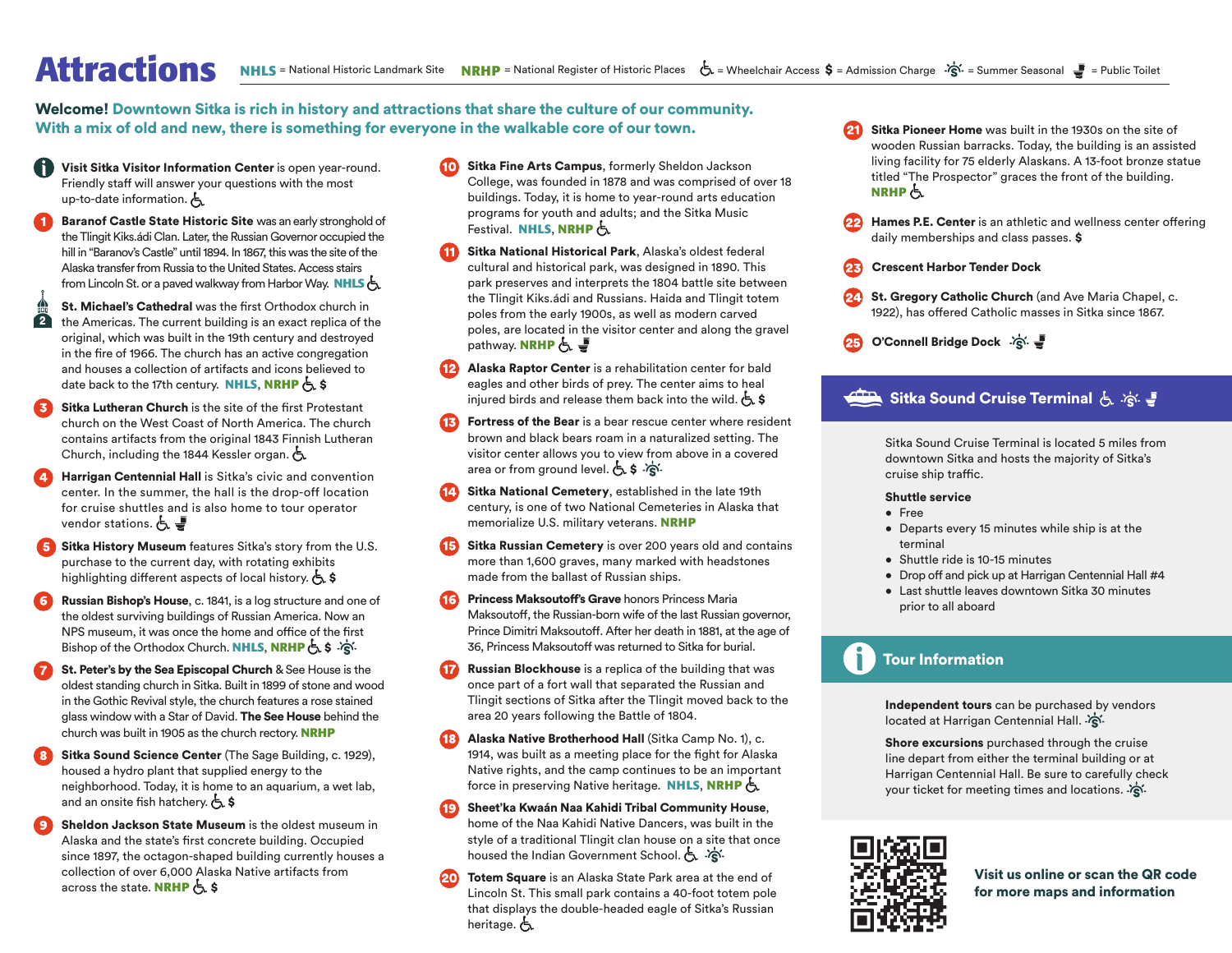# Attractions

**NHLS** = National Historic Landmark Site **NRHP** = National Register of Historic Places ♿ = Wheelchair Access **$** = Admission Charge ☀ = Summer Seasonal 🚻 = Public Toilet

**Welcome! Downtown Sitka is rich in history and attractions that share the culture of our community. With a mix of old and new, there is something for everyone in the walkable core of our town.**

**i** **Visit Sitka Visitor Information Center** is open year-round. Friendly staff will answer your questions with the most up-to-date information. ♿

**1** **Baranof Castle State Historic Site** was an early stronghold of the Tlingit Kiks.ádi Clan. Later, the Russian Governor occupied the hill in "Baranov's Castle" until 1894. In 1867, this was the site of the Alaska transfer from Russia to the United States. Access stairs from Lincoln St. or a paved walkway from Harbor Way. **NHLS** ♿

**2** **St. Michael's Cathedral** was the first Orthodox church in the Americas. The current building is an exact replica of the original, which was built in the 19th century and destroyed in the fire of 1966. The church has an active congregation and houses a collection of artifacts and icons believed to date back to the 17th century. **NHLS**, **NRHP** ♿ **$**

**3** **Sitka Lutheran Church** is the site of the first Protestant church on the West Coast of North America. The church contains artifacts from the original 1843 Finnish Lutheran Church, including the 1844 Kessler organ. ♿

**4** **Harrigan Centennial Hall** is Sitka's civic and convention center. In the summer, the hall is the drop-off location for cruise shuttles and is also home to tour operator vendor stations. ♿ 🚻

**5** **Sitka History Museum** features Sitka's story from the U.S. purchase to the current day, with rotating exhibits highlighting different aspects of local history. ♿ **$**

**6** **Russian Bishop's House**, c. 1841, is a log structure and one of the oldest surviving buildings of Russian America. Now an NPS museum, it was once the home and office of the first Bishop of the Orthodox Church. **NHLS**, **NRHP** ♿ **$** ☀

**7** **St. Peter's by the Sea Episcopal Church** & See House is the oldest standing church in Sitka. Built in 1899 of stone and wood in the Gothic Revival style, the church features a rose stained glass window with a Star of David. **The See House** behind the church was built in 1905 as the church rectory. **NRHP**

**8** **Sitka Sound Science Center** (The Sage Building, c. 1929), housed a hydro plant that supplied energy to the neighborhood. Today, it is home to an aquarium, a wet lab, and an onsite fish hatchery. ♿ **$**

**9** **Sheldon Jackson State Museum** is the oldest museum in Alaska and the state's first concrete building. Occupied since 1897, the octagon-shaped building currently houses a collection of over 6,000 Alaska Native artifacts from across the state. **NRHP** ♿ **$**

**10** **Sitka Fine Arts Campus**, formerly Sheldon Jackson College, was founded in 1878 and was comprised of over 18 buildings. Today, it is home to year-round arts education programs for youth and adults; and the Sitka Music Festival. **NHLS**, **NRHP** ♿

**11** **Sitka National Historical Park**, Alaska's oldest federal cultural and historical park, was designed in 1890. This park preserves and interprets the 1804 battle site between the Tlingit Kiks.ádi and Russians. Haida and Tlingit totem poles from the early 1900s, as well as modern carved poles, are located in the visitor center and along the gravel pathway. **NRHP** ♿ 🚻

**12** **Alaska Raptor Center** is a rehabilitation center for bald eagles and other birds of prey. The center aims to heal injured birds and release them back into the wild. ♿ **$**

**13** **Fortress of the Bear** is a bear rescue center where resident brown and black bears roam in a naturalized setting. The visitor center allows you to view from above in a covered area or from ground level. ♿ **$** ☀

**14** **Sitka National Cemetery**, established in the late 19th century, is one of two National Cemeteries in Alaska that memorialize U.S. military veterans. **NRHP**

**15** **Sitka Russian Cemetery** is over 200 years old and contains more than 1,600 graves, many marked with headstones made from the ballast of Russian ships.

**16** **Princess Maksoutoff's Grave** honors Princess Maria Maksoutoff, the Russian-born wife of the last Russian governor, Prince Dimitri Maksoutoff. After her death in 1881, at the age of 36, Princess Maksoutoff was returned to Sitka for burial.

**17** **Russian Blockhouse** is a replica of the building that was once part of a fort wall that separated the Russian and Tlingit sections of Sitka after the Tlingit moved back to the area 20 years following the Battle of 1804.

**18** **Alaska Native Brotherhood Hall** (Sitka Camp No. 1), c. 1914, was built as a meeting place for the fight for Alaska Native rights, and the camp continues to be an important force in preserving Native heritage. **NHLS**, **NRHP** ♿

**19** **Sheet'ka Kwaán Naa Kahidi Tribal Community House**, home of the Naa Kahidi Native Dancers, was built in the style of a traditional Tlingit clan house on a site that once housed the Indian Government School. ♿ ☀

**20** **Totem Square** is an Alaska State Park area at the end of Lincoln St. This small park contains a 40-foot totem pole that displays the double-headed eagle of Sitka's Russian heritage. ♿

**21** **Sitka Pioneer Home** was built in the 1930s on the site of wooden Russian barracks. Today, the building is an assisted living facility for 75 elderly Alaskans. A 13-foot bronze statue titled "The Prospector" graces the front of the building. **NRHP** ♿

**22** **Hames P.E. Center** is an athletic and wellness center offering daily memberships and class passes. **$**

**23** **Crescent Harbor Tender Dock**

**24** **St. Gregory Catholic Church** (and Ave Maria Chapel, c. 1922), has offered Catholic masses in Sitka since 1867.

**25** **O'Connell Bridge Dock** ☀ 🚻

## Sitka Sound Cruise Terminal ♿ ☀ 🚻

Sitka Sound Cruise Terminal is located 5 miles from downtown Sitka and hosts the majority of Sitka's cruise ship traffic.

**Shuttle service**

- Free
- Departs every 15 minutes while ship is at the terminal
- Shuttle ride is 10-15 minutes
- Drop off and pick up at Harrigan Centennial Hall #4
- Last shuttle leaves downtown Sitka 30 minutes prior to all aboard

## Tour Information

**Independent tours** can be purchased by vendors located at Harrigan Centennial Hall. ☀

**Shore excursions** purchased through the cruise line depart from either the terminal building or at Harrigan Centennial Hall. Be sure to carefully check your ticket for meeting times and locations. ☀

**Visit us online or scan the QR code for more maps and information**